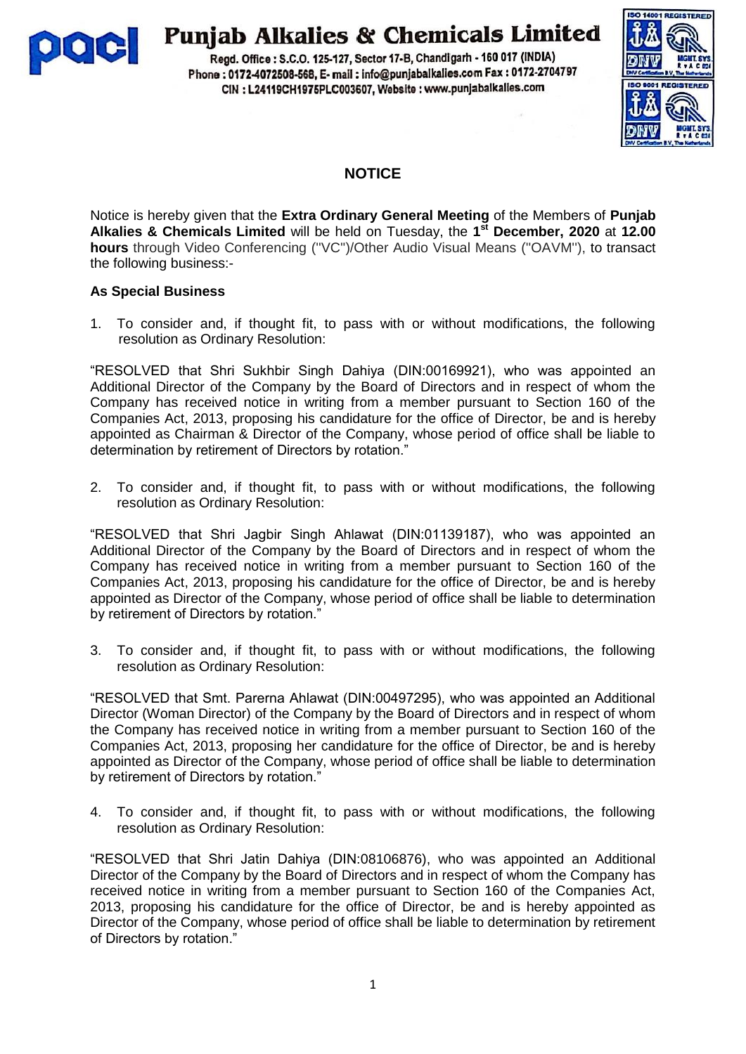# Punjab Alkalies & Chemicals Limited

Regd. Office : S.C.O. 125-127, Sector 17-B, Chandigarh - 160 017 (INDIA)
Phone : 0172-4072508-568, E- mail : info@punjabalkalies.com Fax : 0172-2704797
CIN : L24119CH1975PLC003607, Website : www.punjabalkalies.com

## NOTICE

Notice is hereby given that the **Extra Ordinary General Meeting** of the Members of **Punjab Alkalies & Chemicals Limited** will be held on Tuesday, the **1st December, 2020** at **12.00 hours** through Video Conferencing ("VC")/Other Audio Visual Means ("OAVM"), to transact the following business:-

**As Special Business**

1. To consider and, if thought fit, to pass with or without modifications, the following resolution as Ordinary Resolution:

"RESOLVED that Shri Sukhbir Singh Dahiya (DIN:00169921), who was appointed an Additional Director of the Company by the Board of Directors and in respect of whom the Company has received notice in writing from a member pursuant to Section 160 of the Companies Act, 2013, proposing his candidature for the office of Director, be and is hereby appointed as Chairman & Director of the Company, whose period of office shall be liable to determination by retirement of Directors by rotation."

2. To consider and, if thought fit, to pass with or without modifications, the following resolution as Ordinary Resolution:

"RESOLVED that Shri Jagbir Singh Ahlawat (DIN:01139187), who was appointed an Additional Director of the Company by the Board of Directors and in respect of whom the Company has received notice in writing from a member pursuant to Section 160 of the Companies Act, 2013, proposing his candidature for the office of Director, be and is hereby appointed as Director of the Company, whose period of office shall be liable to determination by retirement of Directors by rotation."

3. To consider and, if thought fit, to pass with or without modifications, the following resolution as Ordinary Resolution:

"RESOLVED that Smt. Parerna Ahlawat (DIN:00497295), who was appointed an Additional Director (Woman Director) of the Company by the Board of Directors and in respect of whom the Company has received notice in writing from a member pursuant to Section 160 of the Companies Act, 2013, proposing her candidature for the office of Director, be and is hereby appointed as Director of the Company, whose period of office shall be liable to determination by retirement of Directors by rotation."

4. To consider and, if thought fit, to pass with or without modifications, the following resolution as Ordinary Resolution:

"RESOLVED that Shri Jatin Dahiya (DIN:08106876), who was appointed an Additional Director of the Company by the Board of Directors and in respect of whom the Company has received notice in writing from a member pursuant to Section 160 of the Companies Act, 2013, proposing his candidature for the office of Director, be and is hereby appointed as Director of the Company, whose period of office shall be liable to determination by retirement of Directors by rotation."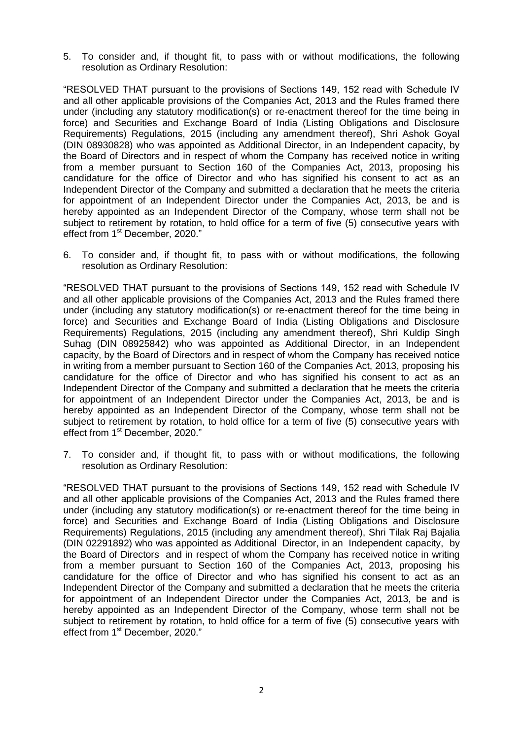5. To consider and, if thought fit, to pass with or without modifications, the following resolution as Ordinary Resolution:

"RESOLVED THAT pursuant to the provisions of Sections 149, 152 read with Schedule IV and all other applicable provisions of the Companies Act, 2013 and the Rules framed there under (including any statutory modification(s) or re-enactment thereof for the time being in force) and Securities and Exchange Board of India (Listing Obligations and Disclosure Requirements) Regulations, 2015 (including any amendment thereof), Shri Ashok Goyal (DIN 08930828) who was appointed as Additional Director, in an Independent capacity, by the Board of Directors and in respect of whom the Company has received notice in writing from a member pursuant to Section 160 of the Companies Act, 2013, proposing his candidature for the office of Director and who has signified his consent to act as an Independent Director of the Company and submitted a declaration that he meets the criteria for appointment of an Independent Director under the Companies Act, 2013, be and is hereby appointed as an Independent Director of the Company, whose term shall not be subject to retirement by rotation, to hold office for a term of five (5) consecutive years with effect from 1st December, 2020."

6. To consider and, if thought fit, to pass with or without modifications, the following resolution as Ordinary Resolution:

"RESOLVED THAT pursuant to the provisions of Sections 149, 152 read with Schedule IV and all other applicable provisions of the Companies Act, 2013 and the Rules framed there under (including any statutory modification(s) or re-enactment thereof for the time being in force) and Securities and Exchange Board of India (Listing Obligations and Disclosure Requirements) Regulations, 2015 (including any amendment thereof), Shri Kuldip Singh Suhag (DIN 08925842) who was appointed as Additional Director, in an Independent capacity, by the Board of Directors and in respect of whom the Company has received notice in writing from a member pursuant to Section 160 of the Companies Act, 2013, proposing his candidature for the office of Director and who has signified his consent to act as an Independent Director of the Company and submitted a declaration that he meets the criteria for appointment of an Independent Director under the Companies Act, 2013, be and is hereby appointed as an Independent Director of the Company, whose term shall not be subject to retirement by rotation, to hold office for a term of five (5) consecutive years with effect from 1st December, 2020."

7. To consider and, if thought fit, to pass with or without modifications, the following resolution as Ordinary Resolution:

"RESOLVED THAT pursuant to the provisions of Sections 149, 152 read with Schedule IV and all other applicable provisions of the Companies Act, 2013 and the Rules framed there under (including any statutory modification(s) or re-enactment thereof for the time being in force) and Securities and Exchange Board of India (Listing Obligations and Disclosure Requirements) Regulations, 2015 (including any amendment thereof), Shri Tilak Raj Bajalia (DIN 02291892) who was appointed as Additional Director, in an Independent capacity, by the Board of Directors and in respect of whom the Company has received notice in writing from a member pursuant to Section 160 of the Companies Act, 2013, proposing his candidature for the office of Director and who has signified his consent to act as an Independent Director of the Company and submitted a declaration that he meets the criteria for appointment of an Independent Director under the Companies Act, 2013, be and is hereby appointed as an Independent Director of the Company, whose term shall not be subject to retirement by rotation, to hold office for a term of five (5) consecutive years with effect from 1st December, 2020."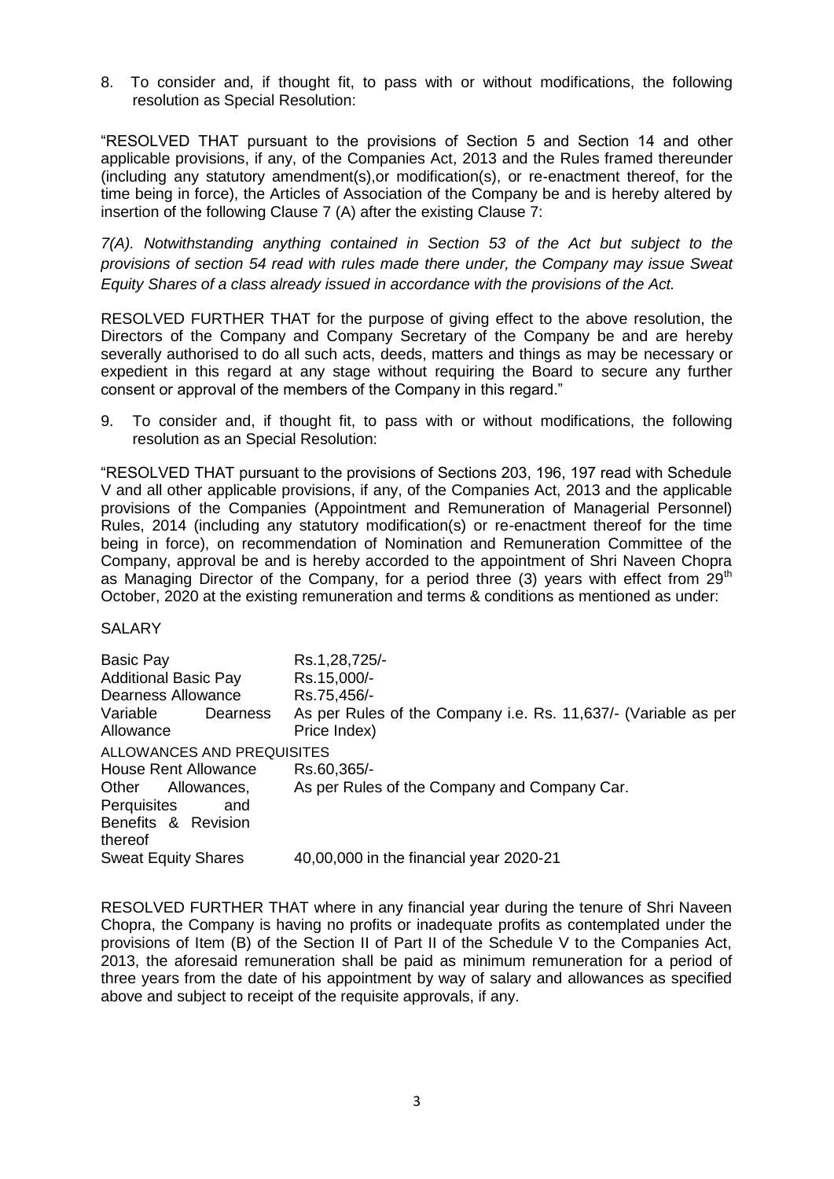8. To consider and, if thought fit, to pass with or without modifications, the following resolution as Special Resolution:

"RESOLVED THAT pursuant to the provisions of Section 5 and Section 14 and other applicable provisions, if any, of the Companies Act, 2013 and the Rules framed thereunder (including any statutory amendment(s),or modification(s), or re-enactment thereof, for the time being in force), the Articles of Association of the Company be and is hereby altered by insertion of the following Clause 7 (A) after the existing Clause 7:

*7(A). Notwithstanding anything contained in Section 53 of the Act but subject to the provisions of section 54 read with rules made there under, the Company may issue Sweat Equity Shares of a class already issued in accordance with the provisions of the Act.*

RESOLVED FURTHER THAT for the purpose of giving effect to the above resolution, the Directors of the Company and Company Secretary of the Company be and are hereby severally authorised to do all such acts, deeds, matters and things as may be necessary or expedient in this regard at any stage without requiring the Board to secure any further consent or approval of the members of the Company in this regard."

9. To consider and, if thought fit, to pass with or without modifications, the following resolution as an Special Resolution:

"RESOLVED THAT pursuant to the provisions of Sections 203, 196, 197 read with Schedule V and all other applicable provisions, if any, of the Companies Act, 2013 and the applicable provisions of the Companies (Appointment and Remuneration of Managerial Personnel) Rules, 2014 (including any statutory modification(s) or re-enactment thereof for the time being in force), on recommendation of Nomination and Remuneration Committee of the Company, approval be and is hereby accorded to the appointment of Shri Naveen Chopra as Managing Director of the Company, for a period three (3) years with effect from 29th October, 2020 at the existing remuneration and terms & conditions as mentioned as under:

SALARY

| | |
|---|---|
| Basic Pay | Rs.1,28,725/- |
| Additional Basic Pay | Rs.15,000/- |
| Dearness Allowance | Rs.75,456/- |
| Variable Dearness Allowance | As per Rules of the Company i.e. Rs. 11,637/- (Variable as per Price Index) |
| ALLOWANCES AND PREQUISITES | |
| House Rent Allowance | Rs.60,365/- |
| Other Allowances, Perquisites and Benefits & Revision thereof | As per Rules of the Company and Company Car. |
| Sweat Equity Shares | 40,00,000 in the financial year 2020-21 |

RESOLVED FURTHER THAT where in any financial year during the tenure of Shri Naveen Chopra, the Company is having no profits or inadequate profits as contemplated under the provisions of Item (B) of the Section II of Part II of the Schedule V to the Companies Act, 2013, the aforesaid remuneration shall be paid as minimum remuneration for a period of three years from the date of his appointment by way of salary and allowances as specified above and subject to receipt of the requisite approvals, if any.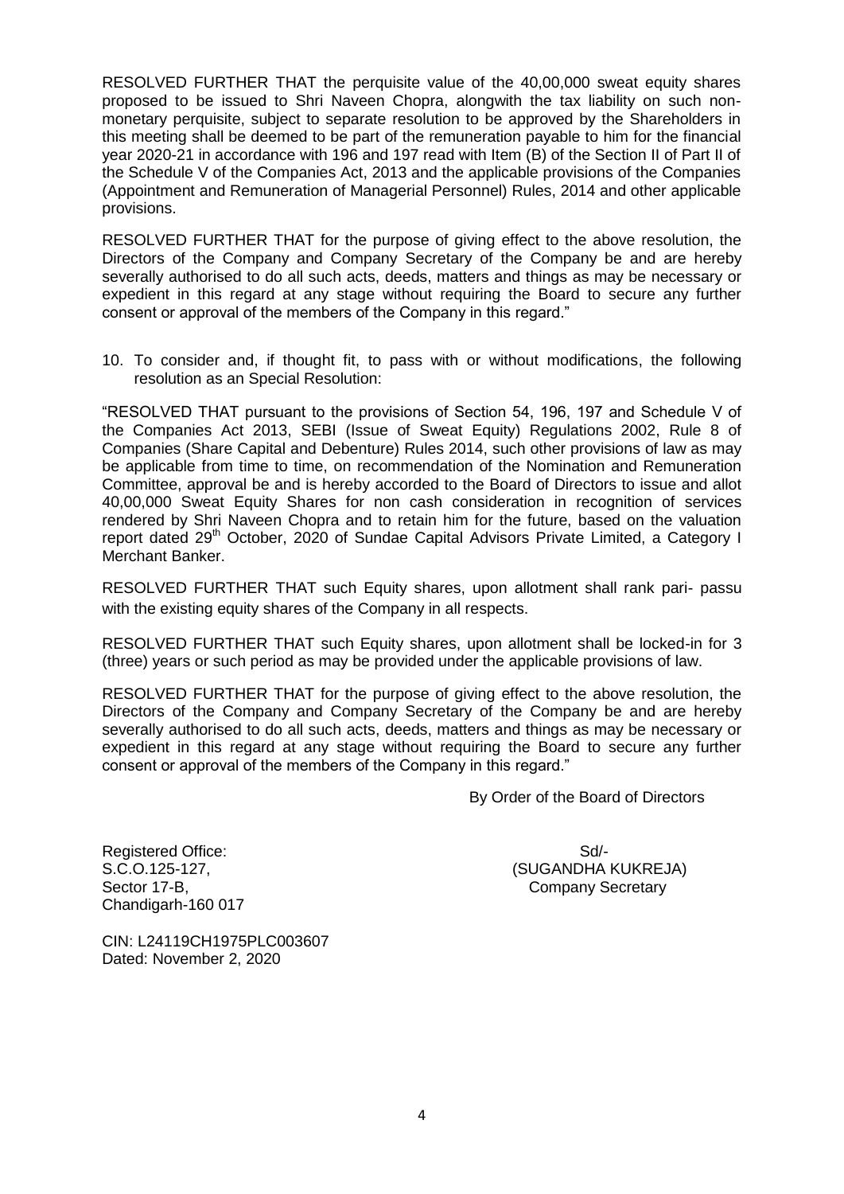RESOLVED FURTHER THAT the perquisite value of the 40,00,000 sweat equity shares proposed to be issued to Shri Naveen Chopra, alongwith the tax liability on such non-monetary perquisite, subject to separate resolution to be approved by the Shareholders in this meeting shall be deemed to be part of the remuneration payable to him for the financial year 2020-21 in accordance with 196 and 197 read with Item (B) of the Section II of Part II of the Schedule V of the Companies Act, 2013 and the applicable provisions of the Companies (Appointment and Remuneration of Managerial Personnel) Rules, 2014 and other applicable provisions.

RESOLVED FURTHER THAT for the purpose of giving effect to the above resolution, the Directors of the Company and Company Secretary of the Company be and are hereby severally authorised to do all such acts, deeds, matters and things as may be necessary or expedient in this regard at any stage without requiring the Board to secure any further consent or approval of the members of the Company in this regard."

10. To consider and, if thought fit, to pass with or without modifications, the following resolution as an Special Resolution:

"RESOLVED THAT pursuant to the provisions of Section 54, 196, 197 and Schedule V of the Companies Act 2013, SEBI (Issue of Sweat Equity) Regulations 2002, Rule 8 of Companies (Share Capital and Debenture) Rules 2014, such other provisions of law as may be applicable from time to time, on recommendation of the Nomination and Remuneration Committee, approval be and is hereby accorded to the Board of Directors to issue and allot 40,00,000 Sweat Equity Shares for non cash consideration in recognition of services rendered by Shri Naveen Chopra and to retain him for the future, based on the valuation report dated 29th October, 2020 of Sundae Capital Advisors Private Limited, a Category I Merchant Banker.

RESOLVED FURTHER THAT such Equity shares, upon allotment shall rank pari- passu with the existing equity shares of the Company in all respects.

RESOLVED FURTHER THAT such Equity shares, upon allotment shall be locked-in for 3 (three) years or such period as may be provided under the applicable provisions of law.

RESOLVED FURTHER THAT for the purpose of giving effect to the above resolution, the Directors of the Company and Company Secretary of the Company be and are hereby severally authorised to do all such acts, deeds, matters and things as may be necessary or expedient in this regard at any stage without requiring the Board to secure any further consent or approval of the members of the Company in this regard."

By Order of the Board of Directors

Registered Office:
S.C.O.125-127,
Sector 17-B,
Chandigarh-160 017

Sd/-
(SUGANDHA KUKREJA)
Company Secretary

CIN: L24119CH1975PLC003607
Dated: November 2, 2020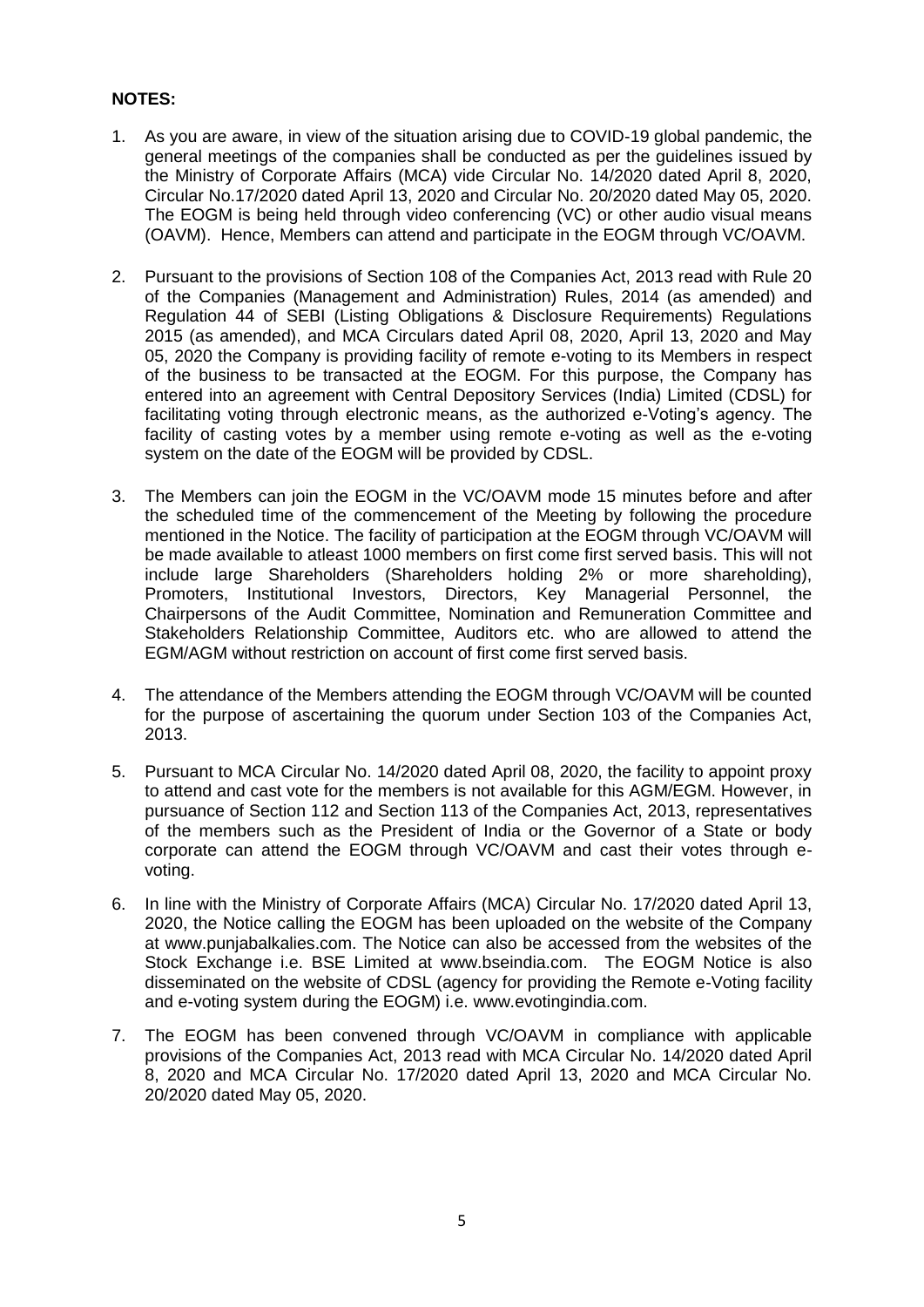**NOTES:**

1. As you are aware, in view of the situation arising due to COVID-19 global pandemic, the general meetings of the companies shall be conducted as per the guidelines issued by the Ministry of Corporate Affairs (MCA) vide Circular No. 14/2020 dated April 8, 2020, Circular No.17/2020 dated April 13, 2020 and Circular No. 20/2020 dated May 05, 2020. The EOGM is being held through video conferencing (VC) or other audio visual means (OAVM). Hence, Members can attend and participate in the EOGM through VC/OAVM.

2. Pursuant to the provisions of Section 108 of the Companies Act, 2013 read with Rule 20 of the Companies (Management and Administration) Rules, 2014 (as amended) and Regulation 44 of SEBI (Listing Obligations & Disclosure Requirements) Regulations 2015 (as amended), and MCA Circulars dated April 08, 2020, April 13, 2020 and May 05, 2020 the Company is providing facility of remote e-voting to its Members in respect of the business to be transacted at the EOGM. For this purpose, the Company has entered into an agreement with Central Depository Services (India) Limited (CDSL) for facilitating voting through electronic means, as the authorized e-Voting's agency. The facility of casting votes by a member using remote e-voting as well as the e-voting system on the date of the EOGM will be provided by CDSL.

3. The Members can join the EOGM in the VC/OAVM mode 15 minutes before and after the scheduled time of the commencement of the Meeting by following the procedure mentioned in the Notice. The facility of participation at the EOGM through VC/OAVM will be made available to atleast 1000 members on first come first served basis. This will not include large Shareholders (Shareholders holding 2% or more shareholding), Promoters, Institutional Investors, Directors, Key Managerial Personnel, the Chairpersons of the Audit Committee, Nomination and Remuneration Committee and Stakeholders Relationship Committee, Auditors etc. who are allowed to attend the EGM/AGM without restriction on account of first come first served basis.

4. The attendance of the Members attending the EOGM through VC/OAVM will be counted for the purpose of ascertaining the quorum under Section 103 of the Companies Act, 2013.

5. Pursuant to MCA Circular No. 14/2020 dated April 08, 2020, the facility to appoint proxy to attend and cast vote for the members is not available for this AGM/EGM. However, in pursuance of Section 112 and Section 113 of the Companies Act, 2013, representatives of the members such as the President of India or the Governor of a State or body corporate can attend the EOGM through VC/OAVM and cast their votes through e-voting.

6. In line with the Ministry of Corporate Affairs (MCA) Circular No. 17/2020 dated April 13, 2020, the Notice calling the EOGM has been uploaded on the website of the Company at www.punjabalkalies.com. The Notice can also be accessed from the websites of the Stock Exchange i.e. BSE Limited at www.bseindia.com. The EOGM Notice is also disseminated on the website of CDSL (agency for providing the Remote e-Voting facility and e-voting system during the EOGM) i.e. www.evotingindia.com.

7. The EOGM has been convened through VC/OAVM in compliance with applicable provisions of the Companies Act, 2013 read with MCA Circular No. 14/2020 dated April 8, 2020 and MCA Circular No. 17/2020 dated April 13, 2020 and MCA Circular No. 20/2020 dated May 05, 2020.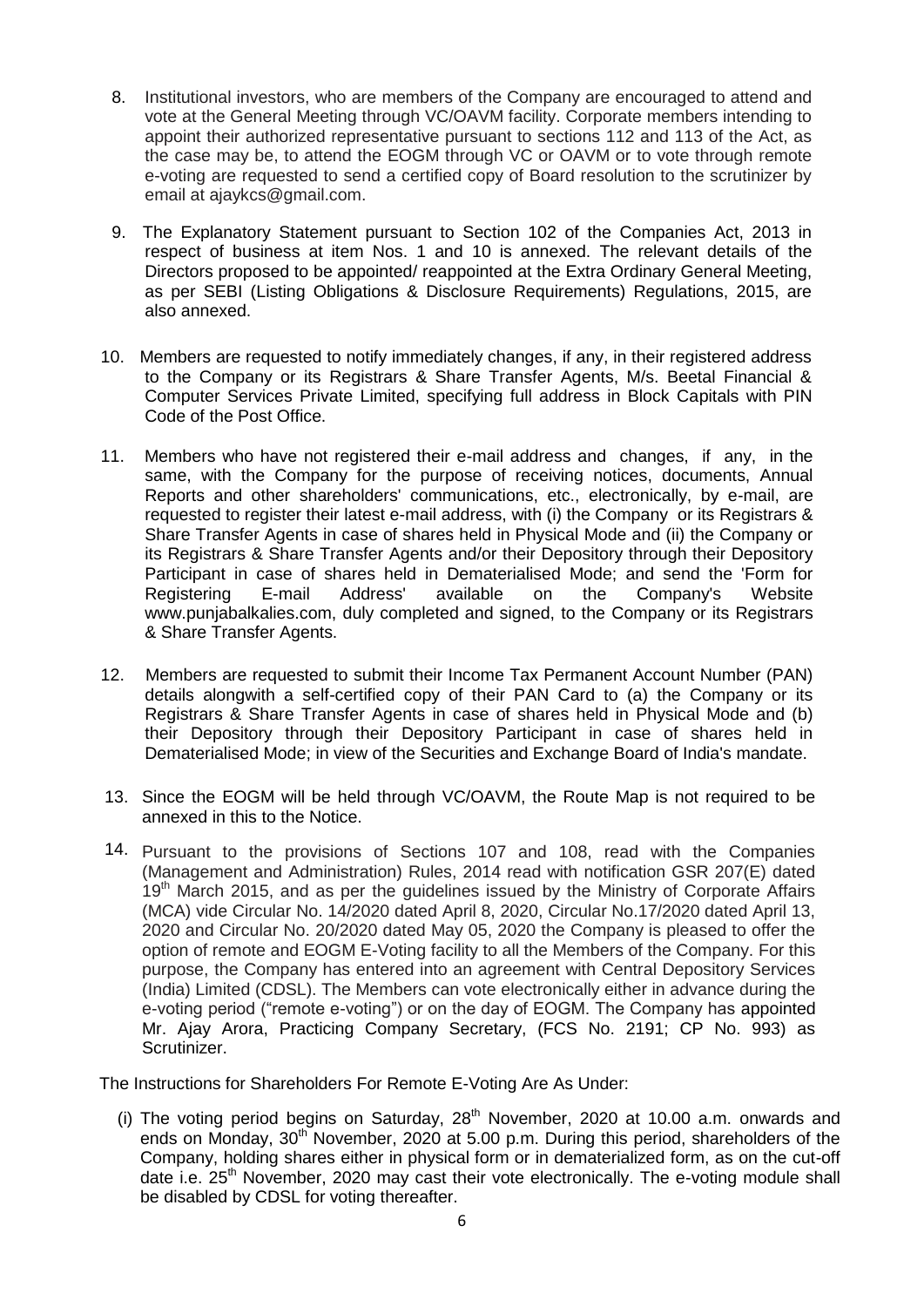8. Institutional investors, who are members of the Company are encouraged to attend and vote at the General Meeting through VC/OAVM facility. Corporate members intending to appoint their authorized representative pursuant to sections 112 and 113 of the Act, as the case may be, to attend the EOGM through VC or OAVM or to vote through remote e-voting are requested to send a certified copy of Board resolution to the scrutinizer by email at ajaykcs@gmail.com.

9. The Explanatory Statement pursuant to Section 102 of the Companies Act, 2013 in respect of business at item Nos. 1 and 10 is annexed. The relevant details of the Directors proposed to be appointed/ reappointed at the Extra Ordinary General Meeting, as per SEBI (Listing Obligations & Disclosure Requirements) Regulations, 2015, are also annexed.

10. Members are requested to notify immediately changes, if any, in their registered address to the Company or its Registrars & Share Transfer Agents, M/s. Beetal Financial & Computer Services Private Limited, specifying full address in Block Capitals with PIN Code of the Post Office.

11. Members who have not registered their e-mail address and changes, if any, in the same, with the Company for the purpose of receiving notices, documents, Annual Reports and other shareholders' communications, etc., electronically, by e-mail, are requested to register their latest e-mail address, with (i) the Company or its Registrars & Share Transfer Agents in case of shares held in Physical Mode and (ii) the Company or its Registrars & Share Transfer Agents and/or their Depository through their Depository Participant in case of shares held in Dematerialised Mode; and send the 'Form for Registering E-mail Address' available on the Company's Website www.punjabalkalies.com, duly completed and signed, to the Company or its Registrars & Share Transfer Agents.

12. Members are requested to submit their Income Tax Permanent Account Number (PAN) details alongwith a self-certified copy of their PAN Card to (a) the Company or its Registrars & Share Transfer Agents in case of shares held in Physical Mode and (b) their Depository through their Depository Participant in case of shares held in Dematerialised Mode; in view of the Securities and Exchange Board of India's mandate.

13. Since the EOGM will be held through VC/OAVM, the Route Map is not required to be annexed in this to the Notice.

14. Pursuant to the provisions of Sections 107 and 108, read with the Companies (Management and Administration) Rules, 2014 read with notification GSR 207(E) dated 19th March 2015, and as per the guidelines issued by the Ministry of Corporate Affairs (MCA) vide Circular No. 14/2020 dated April 8, 2020, Circular No.17/2020 dated April 13, 2020 and Circular No. 20/2020 dated May 05, 2020 the Company is pleased to offer the option of remote and EOGM E-Voting facility to all the Members of the Company. For this purpose, the Company has entered into an agreement with Central Depository Services (India) Limited (CDSL). The Members can vote electronically either in advance during the e-voting period ("remote e-voting") or on the day of EOGM. The Company has appointed Mr. Ajay Arora, Practicing Company Secretary, (FCS No. 2191; CP No. 993) as Scrutinizer.

The Instructions for Shareholders For Remote E-Voting Are As Under:

(i) The voting period begins on Saturday, 28th November, 2020 at 10.00 a.m. onwards and ends on Monday, 30th November, 2020 at 5.00 p.m. During this period, shareholders of the Company, holding shares either in physical form or in dematerialized form, as on the cut-off date i.e. 25th November, 2020 may cast their vote electronically. The e-voting module shall be disabled by CDSL for voting thereafter.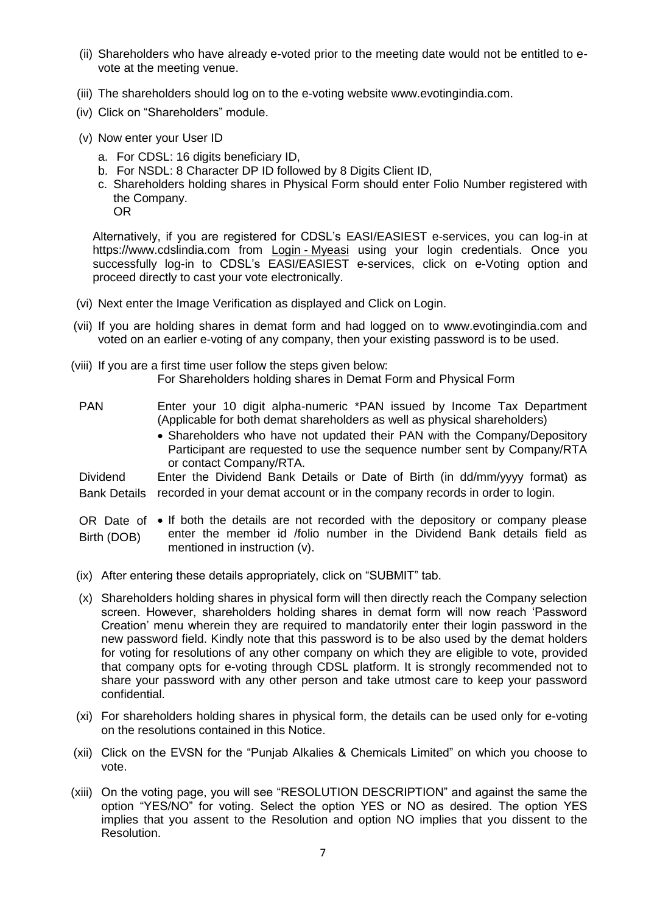(ii) Shareholders who have already e-voted prior to the meeting date would not be entitled to e-vote at the meeting venue.

(iii) The shareholders should log on to the e-voting website www.evotingindia.com.

(iv) Click on "Shareholders" module.

(v) Now enter your User ID

a. For CDSL: 16 digits beneficiary ID,
b. For NSDL: 8 Character DP ID followed by 8 Digits Client ID,
c. Shareholders holding shares in Physical Form should enter Folio Number registered with the Company.

OR

Alternatively, if you are registered for CDSL's EASI/EASIEST e-services, you can log-in at https://www.cdslindia.com from Login - Myeasi using your login credentials. Once you successfully log-in to CDSL's EASI/EASIEST e-services, click on e-Voting option and proceed directly to cast your vote electronically.

(vi) Next enter the Image Verification as displayed and Click on Login.

(vii) If you are holding shares in demat form and had logged on to www.evotingindia.com and voted on an earlier e-voting of any company, then your existing password is to be used.

(viii) If you are a first time user follow the steps given below:

| | For Shareholders holding shares in Demat Form and Physical Form |
|---|---|
| PAN | Enter your 10 digit alpha-numeric *PAN issued by Income Tax Department (Applicable for both demat shareholders as well as physical shareholders)<br>• Shareholders who have not updated their PAN with the Company/Depository Participant are requested to use the sequence number sent by Company/RTA or contact Company/RTA. |
| Dividend Bank Details OR Date of Birth (DOB) | Enter the Dividend Bank Details or Date of Birth (in dd/mm/yyyy format) as recorded in your demat account or in the company records in order to login.<br>• If both the details are not recorded with the depository or company please enter the member id /folio number in the Dividend Bank details field as mentioned in instruction (v). |

(ix) After entering these details appropriately, click on "SUBMIT" tab.

(x) Shareholders holding shares in physical form will then directly reach the Company selection screen. However, shareholders holding shares in demat form will now reach 'Password Creation' menu wherein they are required to mandatorily enter their login password in the new password field. Kindly note that this password is to be also used by the demat holders for voting for resolutions of any other company on which they are eligible to vote, provided that company opts for e-voting through CDSL platform. It is strongly recommended not to share your password with any other person and take utmost care to keep your password confidential.

(xi) For shareholders holding shares in physical form, the details can be used only for e-voting on the resolutions contained in this Notice.

(xii) Click on the EVSN for the "Punjab Alkalies & Chemicals Limited" on which you choose to vote.

(xiii) On the voting page, you will see "RESOLUTION DESCRIPTION" and against the same the option "YES/NO" for voting. Select the option YES or NO as desired. The option YES implies that you assent to the Resolution and option NO implies that you dissent to the Resolution.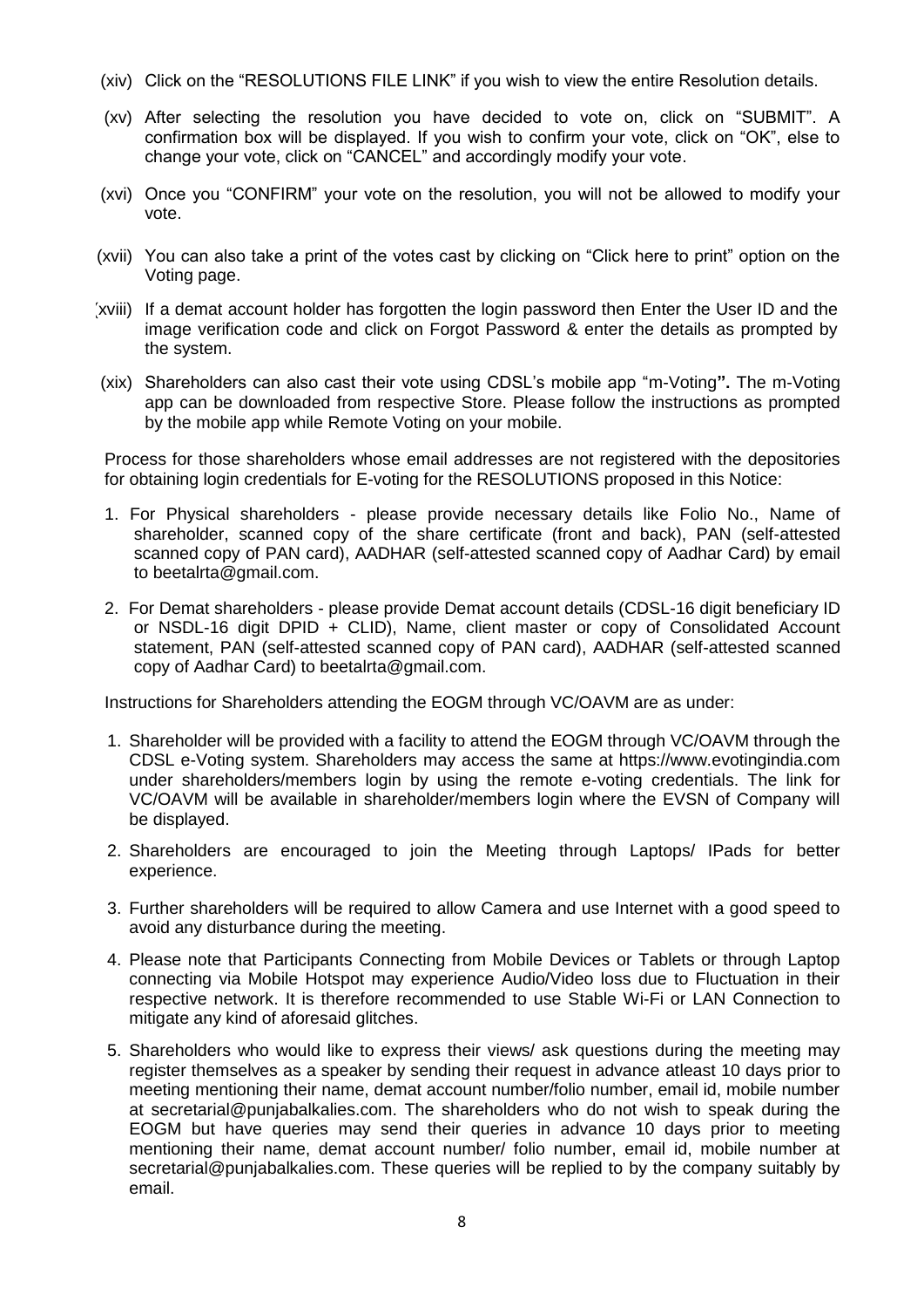(xiv) Click on the "RESOLUTIONS FILE LINK" if you wish to view the entire Resolution details.

(xv) After selecting the resolution you have decided to vote on, click on "SUBMIT". A confirmation box will be displayed. If you wish to confirm your vote, click on "OK", else to change your vote, click on "CANCEL" and accordingly modify your vote.

(xvi) Once you "CONFIRM" your vote on the resolution, you will not be allowed to modify your vote.

(xvii) You can also take a print of the votes cast by clicking on "Click here to print" option on the Voting page.

(xviii) If a demat account holder has forgotten the login password then Enter the User ID and the image verification code and click on Forgot Password & enter the details as prompted by the system.

(xix) Shareholders can also cast their vote using CDSL's mobile app "m-Voting**".** The m-Voting app can be downloaded from respective Store. Please follow the instructions as prompted by the mobile app while Remote Voting on your mobile.

Process for those shareholders whose email addresses are not registered with the depositories for obtaining login credentials for E-voting for the RESOLUTIONS proposed in this Notice:

1. For Physical shareholders - please provide necessary details like Folio No., Name of shareholder, scanned copy of the share certificate (front and back), PAN (self-attested scanned copy of PAN card), AADHAR (self-attested scanned copy of Aadhar Card) by email to beetalrta@gmail.com.
2. For Demat shareholders - please provide Demat account details (CDSL-16 digit beneficiary ID or NSDL-16 digit DPID + CLID), Name, client master or copy of Consolidated Account statement, PAN (self-attested scanned copy of PAN card), AADHAR (self-attested scanned copy of Aadhar Card) to beetalrta@gmail.com.

Instructions for Shareholders attending the EOGM through VC/OAVM are as under:

1. Shareholder will be provided with a facility to attend the EOGM through VC/OAVM through the CDSL e-Voting system. Shareholders may access the same at https://www.evotingindia.com under shareholders/members login by using the remote e-voting credentials. The link for VC/OAVM will be available in shareholder/members login where the EVSN of Company will be displayed.
2. Shareholders are encouraged to join the Meeting through Laptops/ IPads for better experience.
3. Further shareholders will be required to allow Camera and use Internet with a good speed to avoid any disturbance during the meeting.
4. Please note that Participants Connecting from Mobile Devices or Tablets or through Laptop connecting via Mobile Hotspot may experience Audio/Video loss due to Fluctuation in their respective network. It is therefore recommended to use Stable Wi-Fi or LAN Connection to mitigate any kind of aforesaid glitches.
5. Shareholders who would like to express their views/ ask questions during the meeting may register themselves as a speaker by sending their request in advance atleast 10 days prior to meeting mentioning their name, demat account number/folio number, email id, mobile number at secretarial@punjabalkalies.com. The shareholders who do not wish to speak during the EOGM but have queries may send their queries in advance 10 days prior to meeting mentioning their name, demat account number/ folio number, email id, mobile number at secretarial@punjabalkalies.com. These queries will be replied to by the company suitably by email.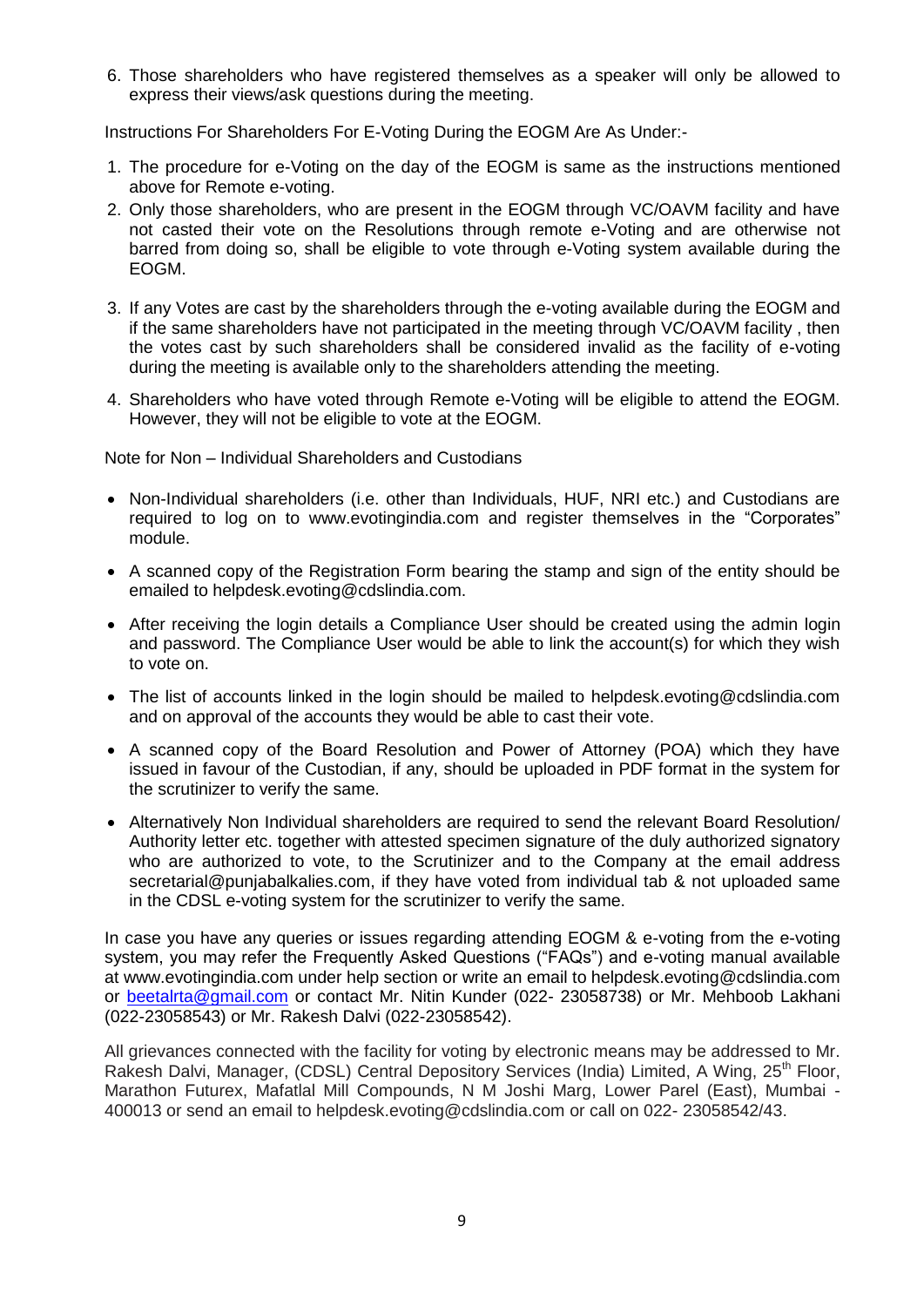6. Those shareholders who have registered themselves as a speaker will only be allowed to express their views/ask questions during the meeting.

Instructions For Shareholders For E-Voting During the EOGM Are As Under:-

1. The procedure for e-Voting on the day of the EOGM is same as the instructions mentioned above for Remote e-voting.
2. Only those shareholders, who are present in the EOGM through VC/OAVM facility and have not casted their vote on the Resolutions through remote e-Voting and are otherwise not barred from doing so, shall be eligible to vote through e-Voting system available during the EOGM.
3. If any Votes are cast by the shareholders through the e-voting available during the EOGM and if the same shareholders have not participated in the meeting through VC/OAVM facility , then the votes cast by such shareholders shall be considered invalid as the facility of e-voting during the meeting is available only to the shareholders attending the meeting.
4. Shareholders who have voted through Remote e-Voting will be eligible to attend the EOGM. However, they will not be eligible to vote at the EOGM.

Note for Non – Individual Shareholders and Custodians

- Non-Individual shareholders (i.e. other than Individuals, HUF, NRI etc.) and Custodians are required to log on to www.evotingindia.com and register themselves in the "Corporates" module.
- A scanned copy of the Registration Form bearing the stamp and sign of the entity should be emailed to helpdesk.evoting@cdslindia.com.
- After receiving the login details a Compliance User should be created using the admin login and password. The Compliance User would be able to link the account(s) for which they wish to vote on.
- The list of accounts linked in the login should be mailed to helpdesk.evoting@cdslindia.com and on approval of the accounts they would be able to cast their vote.
- A scanned copy of the Board Resolution and Power of Attorney (POA) which they have issued in favour of the Custodian, if any, should be uploaded in PDF format in the system for the scrutinizer to verify the same.
- Alternatively Non Individual shareholders are required to send the relevant Board Resolution/ Authority letter etc. together with attested specimen signature of the duly authorized signatory who are authorized to vote, to the Scrutinizer and to the Company at the email address secretarial@punjabalkalies.com, if they have voted from individual tab & not uploaded same in the CDSL e-voting system for the scrutinizer to verify the same.

In case you have any queries or issues regarding attending EOGM & e-voting from the e-voting system, you may refer the Frequently Asked Questions ("FAQs") and e-voting manual available at www.evotingindia.com under help section or write an email to helpdesk.evoting@cdslindia.com or beetalrta@gmail.com or contact Mr. Nitin Kunder (022- 23058738) or Mr. Mehboob Lakhani (022-23058543) or Mr. Rakesh Dalvi (022-23058542).

All grievances connected with the facility for voting by electronic means may be addressed to Mr. Rakesh Dalvi, Manager, (CDSL) Central Depository Services (India) Limited, A Wing, 25th Floor, Marathon Futurex, Mafatlal Mill Compounds, N M Joshi Marg, Lower Parel (East), Mumbai - 400013 or send an email to helpdesk.evoting@cdslindia.com or call on 022- 23058542/43.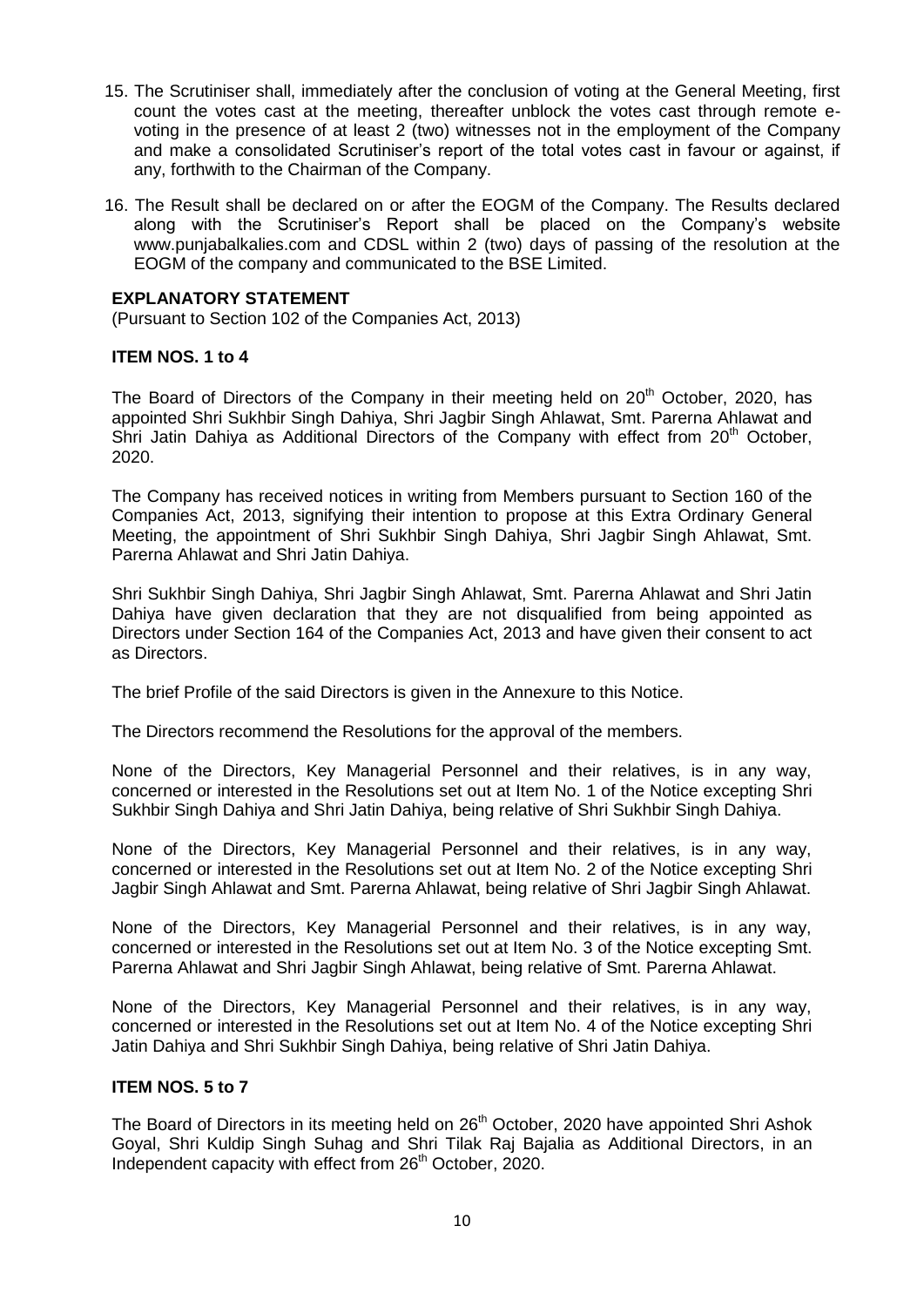15. The Scrutiniser shall, immediately after the conclusion of voting at the General Meeting, first count the votes cast at the meeting, thereafter unblock the votes cast through remote e-voting in the presence of at least 2 (two) witnesses not in the employment of the Company and make a consolidated Scrutiniser's report of the total votes cast in favour or against, if any, forthwith to the Chairman of the Company.

16. The Result shall be declared on or after the EOGM of the Company. The Results declared along with the Scrutiniser's Report shall be placed on the Company's website www.punjabalkalies.com and CDSL within 2 (two) days of passing of the resolution at the EOGM of the company and communicated to the BSE Limited.

**EXPLANATORY STATEMENT**

(Pursuant to Section 102 of the Companies Act, 2013)

**ITEM NOS. 1 to 4**

The Board of Directors of the Company in their meeting held on 20th October, 2020, has appointed Shri Sukhbir Singh Dahiya, Shri Jagbir Singh Ahlawat, Smt. Parerna Ahlawat and Shri Jatin Dahiya as Additional Directors of the Company with effect from 20th October, 2020.

The Company has received notices in writing from Members pursuant to Section 160 of the Companies Act, 2013, signifying their intention to propose at this Extra Ordinary General Meeting, the appointment of Shri Sukhbir Singh Dahiya, Shri Jagbir Singh Ahlawat, Smt. Parerna Ahlawat and Shri Jatin Dahiya.

Shri Sukhbir Singh Dahiya, Shri Jagbir Singh Ahlawat, Smt. Parerna Ahlawat and Shri Jatin Dahiya have given declaration that they are not disqualified from being appointed as Directors under Section 164 of the Companies Act, 2013 and have given their consent to act as Directors.

The brief Profile of the said Directors is given in the Annexure to this Notice.

The Directors recommend the Resolutions for the approval of the members.

None of the Directors, Key Managerial Personnel and their relatives, is in any way, concerned or interested in the Resolutions set out at Item No. 1 of the Notice excepting Shri Sukhbir Singh Dahiya and Shri Jatin Dahiya, being relative of Shri Sukhbir Singh Dahiya.

None of the Directors, Key Managerial Personnel and their relatives, is in any way, concerned or interested in the Resolutions set out at Item No. 2 of the Notice excepting Shri Jagbir Singh Ahlawat and Smt. Parerna Ahlawat, being relative of Shri Jagbir Singh Ahlawat.

None of the Directors, Key Managerial Personnel and their relatives, is in any way, concerned or interested in the Resolutions set out at Item No. 3 of the Notice excepting Smt. Parerna Ahlawat and Shri Jagbir Singh Ahlawat, being relative of Smt. Parerna Ahlawat.

None of the Directors, Key Managerial Personnel and their relatives, is in any way, concerned or interested in the Resolutions set out at Item No. 4 of the Notice excepting Shri Jatin Dahiya and Shri Sukhbir Singh Dahiya, being relative of Shri Jatin Dahiya.

**ITEM NOS. 5 to 7**

The Board of Directors in its meeting held on 26th October, 2020 have appointed Shri Ashok Goyal, Shri Kuldip Singh Suhag and Shri Tilak Raj Bajalia as Additional Directors, in an Independent capacity with effect from 26th October, 2020.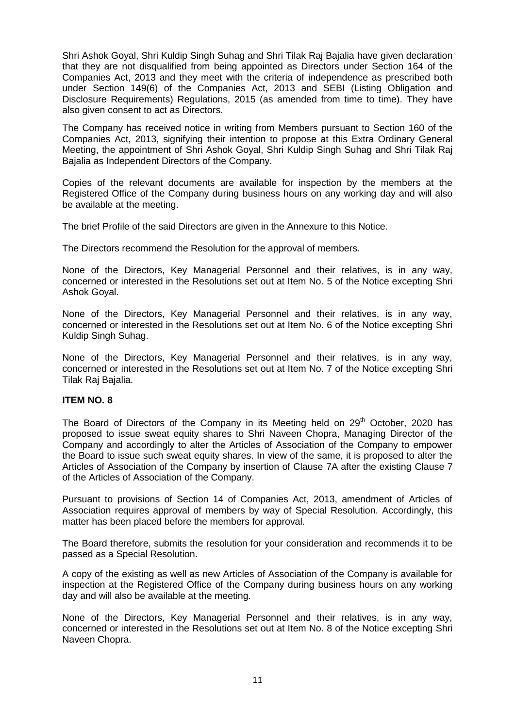Shri Ashok Goyal, Shri Kuldip Singh Suhag and Shri Tilak Raj Bajalia have given declaration that they are not disqualified from being appointed as Directors under Section 164 of the Companies Act, 2013 and they meet with the criteria of independence as prescribed both under Section 149(6) of the Companies Act, 2013 and SEBI (Listing Obligation and Disclosure Requirements) Regulations, 2015 (as amended from time to time). They have also given consent to act as Directors.

The Company has received notice in writing from Members pursuant to Section 160 of the Companies Act, 2013, signifying their intention to propose at this Extra Ordinary General Meeting, the appointment of Shri Ashok Goyal, Shri Kuldip Singh Suhag and Shri Tilak Raj Bajalia as Independent Directors of the Company.

Copies of the relevant documents are available for inspection by the members at the Registered Office of the Company during business hours on any working day and will also be available at the meeting.

The brief Profile of the said Directors are given in the Annexure to this Notice.

The Directors recommend the Resolution for the approval of members.

None of the Directors, Key Managerial Personnel and their relatives, is in any way, concerned or interested in the Resolutions set out at Item No. 5 of the Notice excepting Shri Ashok Goyal.

None of the Directors, Key Managerial Personnel and their relatives, is in any way, concerned or interested in the Resolutions set out at Item No. 6 of the Notice excepting Shri Kuldip Singh Suhag.

None of the Directors, Key Managerial Personnel and their relatives, is in any way, concerned or interested in the Resolutions set out at Item No. 7 of the Notice excepting Shri Tilak Raj Bajalia.

**ITEM NO. 8**

The Board of Directors of the Company in its Meeting held on 29th October, 2020 has proposed to issue sweat equity shares to Shri Naveen Chopra, Managing Director of the Company and accordingly to alter the Articles of Association of the Company to empower the Board to issue such sweat equity shares. In view of the same, it is proposed to alter the Articles of Association of the Company by insertion of Clause 7A after the existing Clause 7 of the Articles of Association of the Company.

Pursuant to provisions of Section 14 of Companies Act, 2013, amendment of Articles of Association requires approval of members by way of Special Resolution. Accordingly, this matter has been placed before the members for approval.

The Board therefore, submits the resolution for your consideration and recommends it to be passed as a Special Resolution.

A copy of the existing as well as new Articles of Association of the Company is available for inspection at the Registered Office of the Company during business hours on any working day and will also be available at the meeting.

None of the Directors, Key Managerial Personnel and their relatives, is in any way, concerned or interested in the Resolutions set out at Item No. 8 of the Notice excepting Shri Naveen Chopra.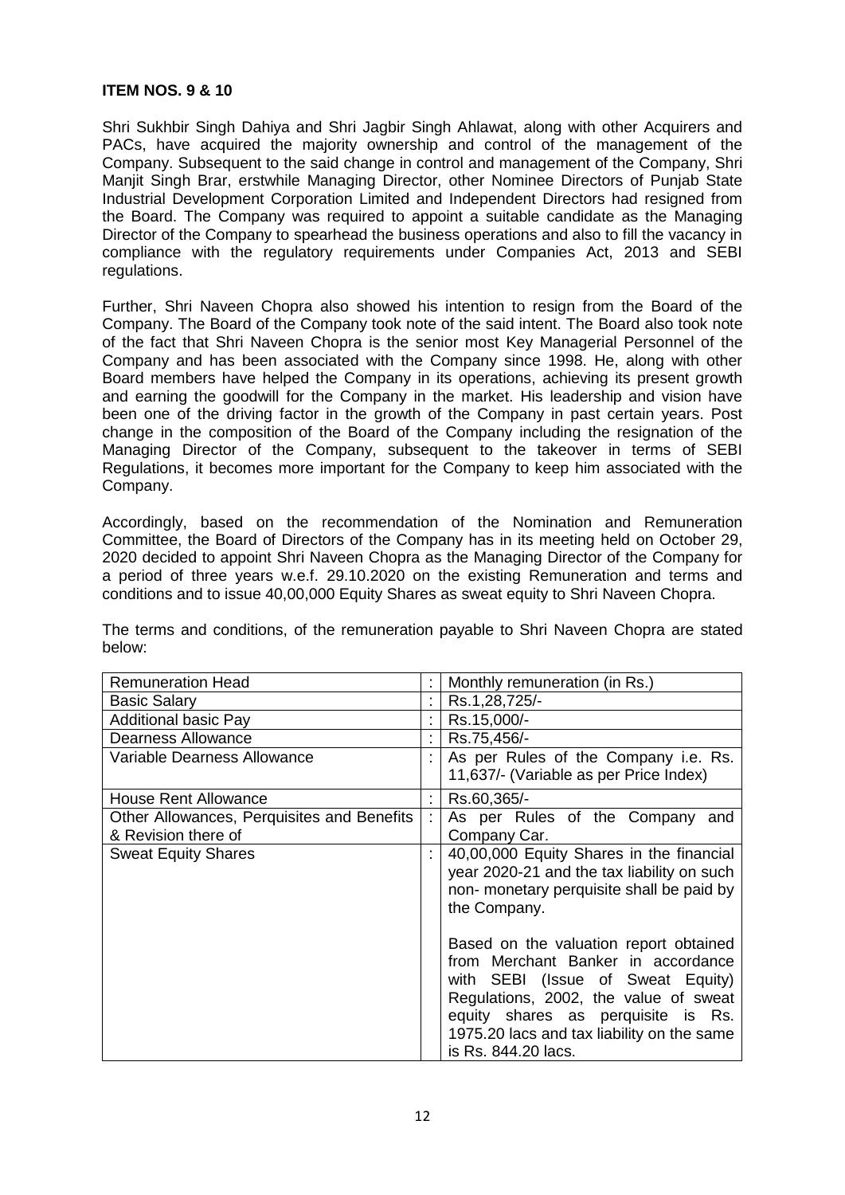**ITEM NOS. 9 & 10**

Shri Sukhbir Singh Dahiya and Shri Jagbir Singh Ahlawat, along with other Acquirers and PACs, have acquired the majority ownership and control of the management of the Company. Subsequent to the said change in control and management of the Company, Shri Manjit Singh Brar, erstwhile Managing Director, other Nominee Directors of Punjab State Industrial Development Corporation Limited and Independent Directors had resigned from the Board. The Company was required to appoint a suitable candidate as the Managing Director of the Company to spearhead the business operations and also to fill the vacancy in compliance with the regulatory requirements under Companies Act, 2013 and SEBI regulations.

Further, Shri Naveen Chopra also showed his intention to resign from the Board of the Company. The Board of the Company took note of the said intent. The Board also took note of the fact that Shri Naveen Chopra is the senior most Key Managerial Personnel of the Company and has been associated with the Company since 1998. He, along with other Board members have helped the Company in its operations, achieving its present growth and earning the goodwill for the Company in the market. His leadership and vision have been one of the driving factor in the growth of the Company in past certain years. Post change in the composition of the Board of the Company including the resignation of the Managing Director of the Company, subsequent to the takeover in terms of SEBI Regulations, it becomes more important for the Company to keep him associated with the Company.

Accordingly, based on the recommendation of the Nomination and Remuneration Committee, the Board of Directors of the Company has in its meeting held on October 29, 2020 decided to appoint Shri Naveen Chopra as the Managing Director of the Company for a period of three years w.e.f. 29.10.2020 on the existing Remuneration and terms and conditions and to issue 40,00,000 Equity Shares as sweat equity to Shri Naveen Chopra.

The terms and conditions, of the remuneration payable to Shri Naveen Chopra are stated below:

| Remuneration Head | : | Monthly remuneration (in Rs.) |
|---|---|---|
| Basic Salary | : | Rs.1,28,725/- |
| Additional basic Pay | : | Rs.15,000/- |
| Dearness Allowance | : | Rs.75,456/- |
| Variable Dearness Allowance | : | As per Rules of the Company i.e. Rs. 11,637/- (Variable as per Price Index) |
| House Rent Allowance | : | Rs.60,365/- |
| Other Allowances, Perquisites and Benefits & Revision there of | : | As per Rules of the Company and Company Car. |
| Sweat Equity Shares | : | 40,00,000 Equity Shares in the financial year 2020-21 and the tax liability on such non- monetary perquisite shall be paid by the Company.<br><br>Based on the valuation report obtained from Merchant Banker in accordance with SEBI (Issue of Sweat Equity) Regulations, 2002, the value of sweat equity shares as perquisite is Rs. 1975.20 lacs and tax liability on the same is Rs. 844.20 lacs. |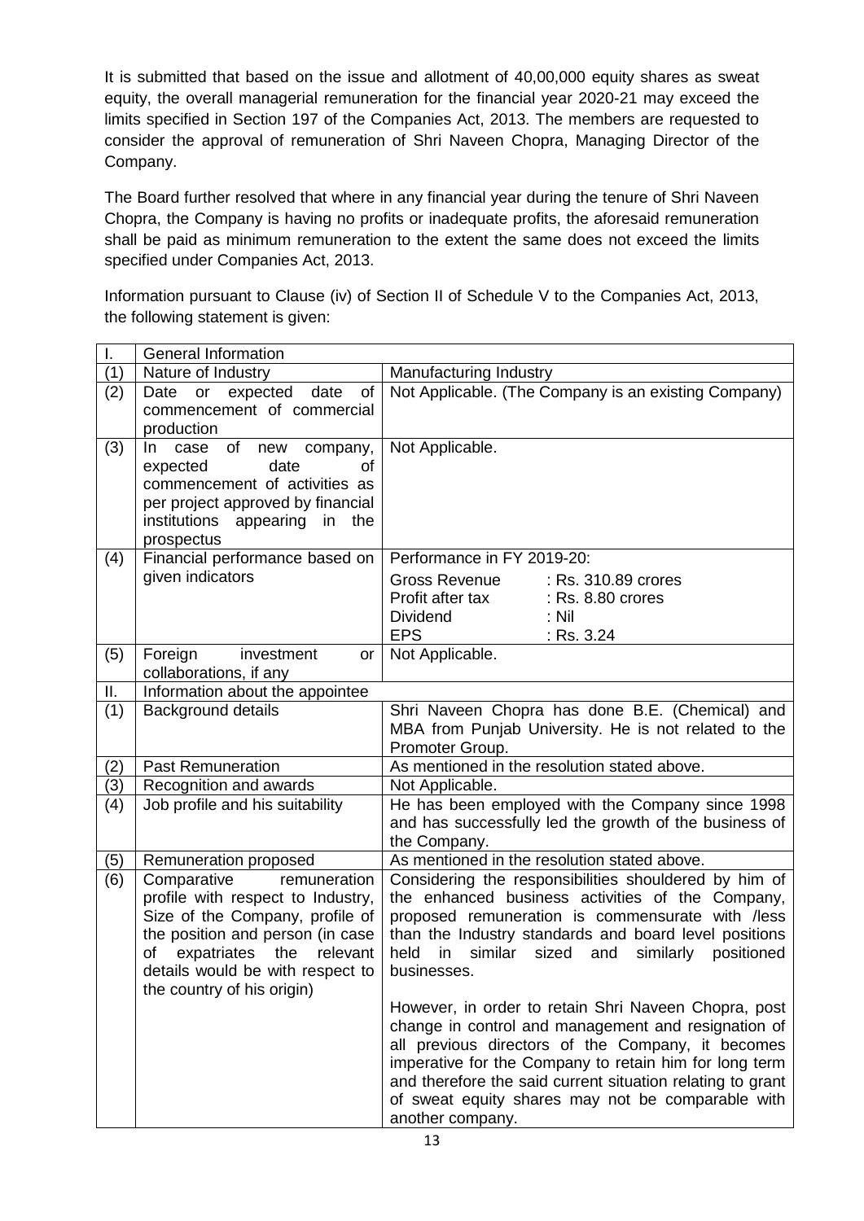It is submitted that based on the issue and allotment of 40,00,000 equity shares as sweat equity, the overall managerial remuneration for the financial year 2020-21 may exceed the limits specified in Section 197 of the Companies Act, 2013. The members are requested to consider the approval of remuneration of Shri Naveen Chopra, Managing Director of the Company.

The Board further resolved that where in any financial year during the tenure of Shri Naveen Chopra, the Company is having no profits or inadequate profits, the aforesaid remuneration shall be paid as minimum remuneration to the extent the same does not exceed the limits specified under Companies Act, 2013.

Information pursuant to Clause (iv) of Section II of Schedule V to the Companies Act, 2013, the following statement is given:

| I. | General Information | |
|---|---|---|
| (1) | Nature of Industry | Manufacturing Industry |
| (2) | Date or expected date of commencement of commercial production | Not Applicable. (The Company is an existing Company) |
| (3) | In case of new company, expected date of commencement of activities as per project approved by financial institutions appearing in the prospectus | Not Applicable. |
| (4) | Financial performance based on given indicators | Performance in FY 2019-20:<br>Gross Revenue : Rs. 310.89 crores<br>Profit after tax : Rs. 8.80 crores<br>Dividend : Nil<br>EPS : Rs. 3.24 |
| (5) | Foreign investment or collaborations, if any | Not Applicable. |
| II. | Information about the appointee | |
| (1) | Background details | Shri Naveen Chopra has done B.E. (Chemical) and MBA from Punjab University. He is not related to the Promoter Group. |
| (2) | Past Remuneration | As mentioned in the resolution stated above. |
| (3) | Recognition and awards | Not Applicable. |
| (4) | Job profile and his suitability | He has been employed with the Company since 1998 and has successfully led the growth of the business of the Company. |
| (5) | Remuneration proposed | As mentioned in the resolution stated above. |
| (6) | Comparative remuneration profile with respect to Industry, Size of the Company, profile of the position and person (in case of expatriates the relevant details would be with respect to the country of his origin) | Considering the responsibilities shouldered by him of the enhanced business activities of the Company, proposed remuneration is commensurate with /less than the Industry standards and board level positions held in similar sized and similarly positioned businesses.<br><br>However, in order to retain Shri Naveen Chopra, post change in control and management and resignation of all previous directors of the Company, it becomes imperative for the Company to retain him for long term and therefore the said current situation relating to grant of sweat equity shares may not be comparable with another company. |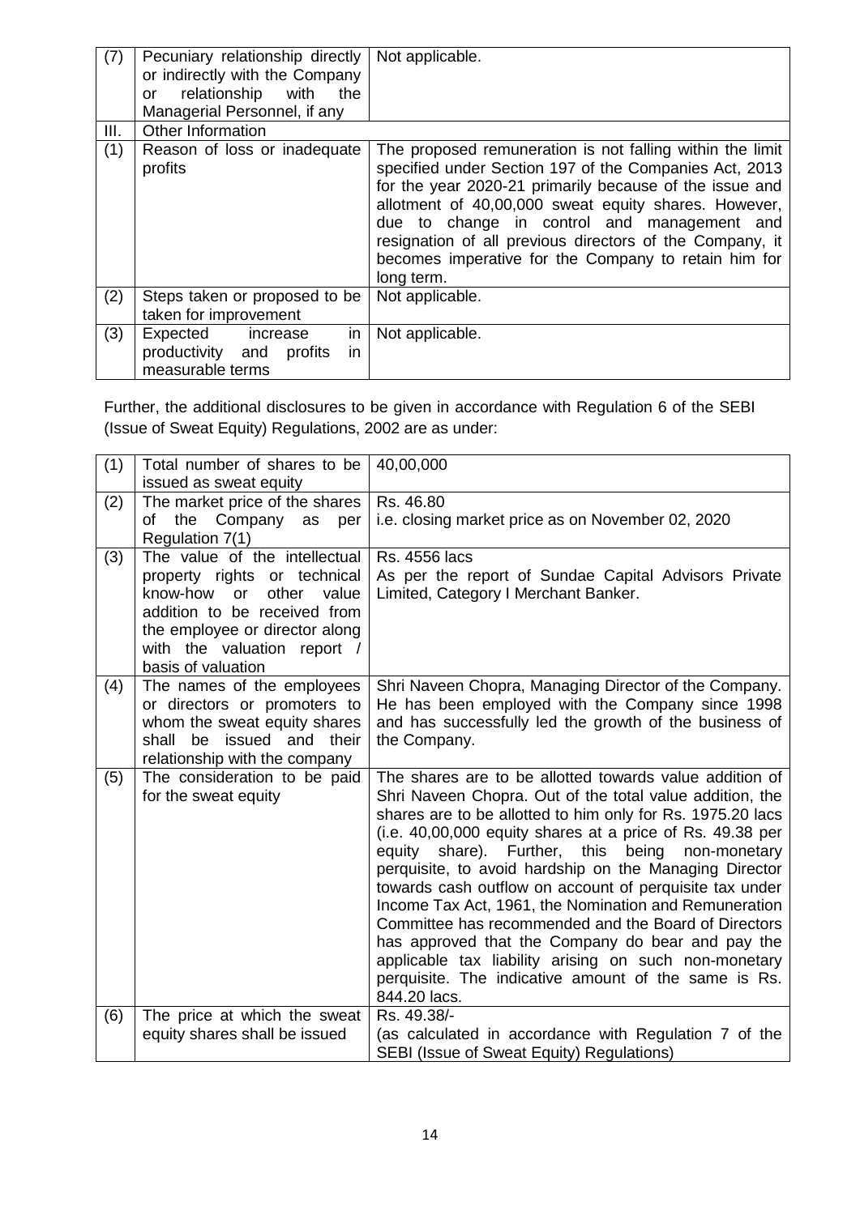| (7) | Pecuniary relationship directly or indirectly with the Company or relationship with the Managerial Personnel, if any | Not applicable. |
|---|---|---|
| III. | Other Information | |
| (1) | Reason of loss or inadequate profits | The proposed remuneration is not falling within the limit specified under Section 197 of the Companies Act, 2013 for the year 2020-21 primarily because of the issue and allotment of 40,00,000 sweat equity shares. However, due to change in control and management and resignation of all previous directors of the Company, it becomes imperative for the Company to retain him for long term. |
| (2) | Steps taken or proposed to be taken for improvement | Not applicable. |
| (3) | Expected increase in productivity and profits in measurable terms | Not applicable. |

Further, the additional disclosures to be given in accordance with Regulation 6 of the SEBI (Issue of Sweat Equity) Regulations, 2002 are as under:

| (1) | Total number of shares to be issued as sweat equity | 40,00,000 |
|---|---|---|
| (2) | The market price of the shares of the Company as per Regulation 7(1) | Rs. 46.80<br>i.e. closing market price as on November 02, 2020 |
| (3) | The value of the intellectual property rights or technical know-how or other value addition to be received from the employee or director along with the valuation report / basis of valuation | Rs. 4556 lacs<br>As per the report of Sundae Capital Advisors Private Limited, Category I Merchant Banker. |
| (4) | The names of the employees or directors or promoters to whom the sweat equity shares shall be issued and their relationship with the company | Shri Naveen Chopra, Managing Director of the Company. He has been employed with the Company since 1998 and has successfully led the growth of the business of the Company. |
| (5) | The consideration to be paid for the sweat equity | The shares are to be allotted towards value addition of Shri Naveen Chopra. Out of the total value addition, the shares are to be allotted to him only for Rs. 1975.20 lacs (i.e. 40,00,000 equity shares at a price of Rs. 49.38 per equity share). Further, this being non-monetary perquisite, to avoid hardship on the Managing Director towards cash outflow on account of perquisite tax under Income Tax Act, 1961, the Nomination and Remuneration Committee has recommended and the Board of Directors has approved that the Company do bear and pay the applicable tax liability arising on such non-monetary perquisite. The indicative amount of the same is Rs. 844.20 lacs. |
| (6) | The price at which the sweat equity shares shall be issued | Rs. 49.38/-<br>(as calculated in accordance with Regulation 7 of the SEBI (Issue of Sweat Equity) Regulations) |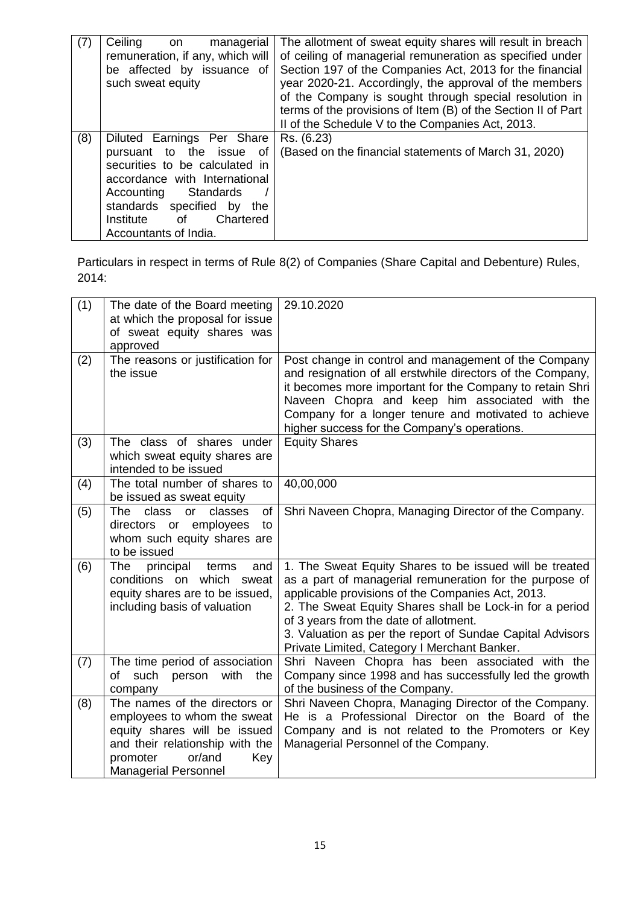| (7) | Ceiling on managerial remuneration, if any, which will be affected by issuance of such sweat equity | The allotment of sweat equity shares will result in breach of ceiling of managerial remuneration as specified under Section 197 of the Companies Act, 2013 for the financial year 2020-21. Accordingly, the approval of the members of the Company is sought through special resolution in terms of the provisions of Item (B) of the Section II of Part II of the Schedule V to the Companies Act, 2013. |
|---|---|---|
| (8) | Diluted Earnings Per Share pursuant to the issue of securities to be calculated in accordance with International Accounting Standards / standards specified by the Institute of Chartered Accountants of India. | Rs. (6.23)<br>(Based on the financial statements of March 31, 2020) |

Particulars in respect in terms of Rule 8(2) of Companies (Share Capital and Debenture) Rules, 2014:

| (1) | The date of the Board meeting at which the proposal for issue of sweat equity shares was approved | 29.10.2020 |
|---|---|---|
| (2) | The reasons or justification for the issue | Post change in control and management of the Company and resignation of all erstwhile directors of the Company, it becomes more important for the Company to retain Shri Naveen Chopra and keep him associated with the Company for a longer tenure and motivated to achieve higher success for the Company's operations. |
| (3) | The class of shares under which sweat equity shares are intended to be issued | Equity Shares |
| (4) | The total number of shares to be issued as sweat equity | 40,00,000 |
| (5) | The class or classes of directors or employees to whom such equity shares are to be issued | Shri Naveen Chopra, Managing Director of the Company. |
| (6) | The principal terms and conditions on which sweat equity shares are to be issued, including basis of valuation | 1. The Sweat Equity Shares to be issued will be treated as a part of managerial remuneration for the purpose of applicable provisions of the Companies Act, 2013.<br>2. The Sweat Equity Shares shall be Lock-in for a period of 3 years from the date of allotment.<br>3. Valuation as per the report of Sundae Capital Advisors Private Limited, Category I Merchant Banker. |
| (7) | The time period of association of such person with the company | Shri Naveen Chopra has been associated with the Company since 1998 and has successfully led the growth of the business of the Company. |
| (8) | The names of the directors or employees to whom the sweat equity shares will be issued and their relationship with the promoter or/and Key Managerial Personnel | Shri Naveen Chopra, Managing Director of the Company. He is a Professional Director on the Board of the Company and is not related to the Promoters or Key Managerial Personnel of the Company. |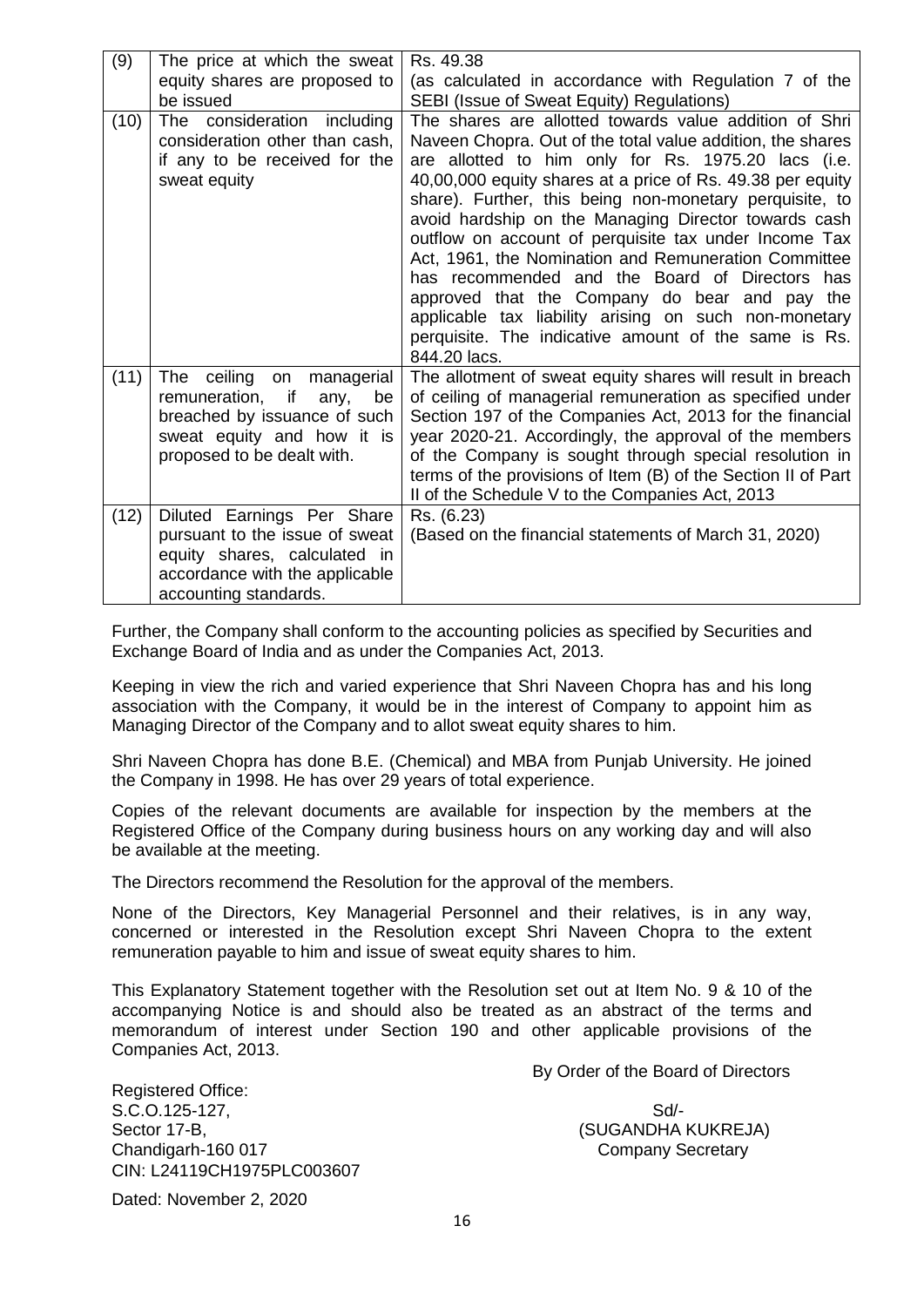| (9) | The price at which the sweat equity shares are proposed to be issued | Rs. 49.38 (as calculated in accordance with Regulation 7 of the SEBI (Issue of Sweat Equity) Regulations) |
|---|---|---|
| (10) | The consideration including consideration other than cash, if any to be received for the sweat equity | The shares are allotted towards value addition of Shri Naveen Chopra. Out of the total value addition, the shares are allotted to him only for Rs. 1975.20 lacs (i.e. 40,00,000 equity shares at a price of Rs. 49.38 per equity share). Further, this being non-monetary perquisite, to avoid hardship on the Managing Director towards cash outflow on account of perquisite tax under Income Tax Act, 1961, the Nomination and Remuneration Committee has recommended and the Board of Directors has approved that the Company do bear and pay the applicable tax liability arising on such non-monetary perquisite. The indicative amount of the same is Rs. 844.20 lacs. |
| (11) | The ceiling on managerial remuneration, if any, be breached by issuance of such sweat equity and how it is proposed to be dealt with. | The allotment of sweat equity shares will result in breach of ceiling of managerial remuneration as specified under Section 197 of the Companies Act, 2013 for the financial year 2020-21. Accordingly, the approval of the members of the Company is sought through special resolution in terms of the provisions of Item (B) of the Section II of Part II of the Schedule V to the Companies Act, 2013 |
| (12) | Diluted Earnings Per Share pursuant to the issue of sweat equity shares, calculated in accordance with the applicable accounting standards. | Rs. (6.23) (Based on the financial statements of March 31, 2020) |

Further, the Company shall conform to the accounting policies as specified by Securities and Exchange Board of India and as under the Companies Act, 2013.

Keeping in view the rich and varied experience that Shri Naveen Chopra has and his long association with the Company, it would be in the interest of Company to appoint him as Managing Director of the Company and to allot sweat equity shares to him.

Shri Naveen Chopra has done B.E. (Chemical) and MBA from Punjab University. He joined the Company in 1998. He has over 29 years of total experience.

Copies of the relevant documents are available for inspection by the members at the Registered Office of the Company during business hours on any working day and will also be available at the meeting.

The Directors recommend the Resolution for the approval of the members.

None of the Directors, Key Managerial Personnel and their relatives, is in any way, concerned or interested in the Resolution except Shri Naveen Chopra to the extent remuneration payable to him and issue of sweat equity shares to him.

This Explanatory Statement together with the Resolution set out at Item No. 9 & 10 of the accompanying Notice is and should also be treated as an abstract of the terms and memorandum of interest under Section 190 and other applicable provisions of the Companies Act, 2013.

By Order of the Board of Directors

Registered Office:
S.C.O.125-127,
Sector 17-B,
Chandigarh-160 017
CIN: L24119CH1975PLC003607

Sd/-
(SUGANDHA KUKREJA)
Company Secretary

Dated: November 2, 2020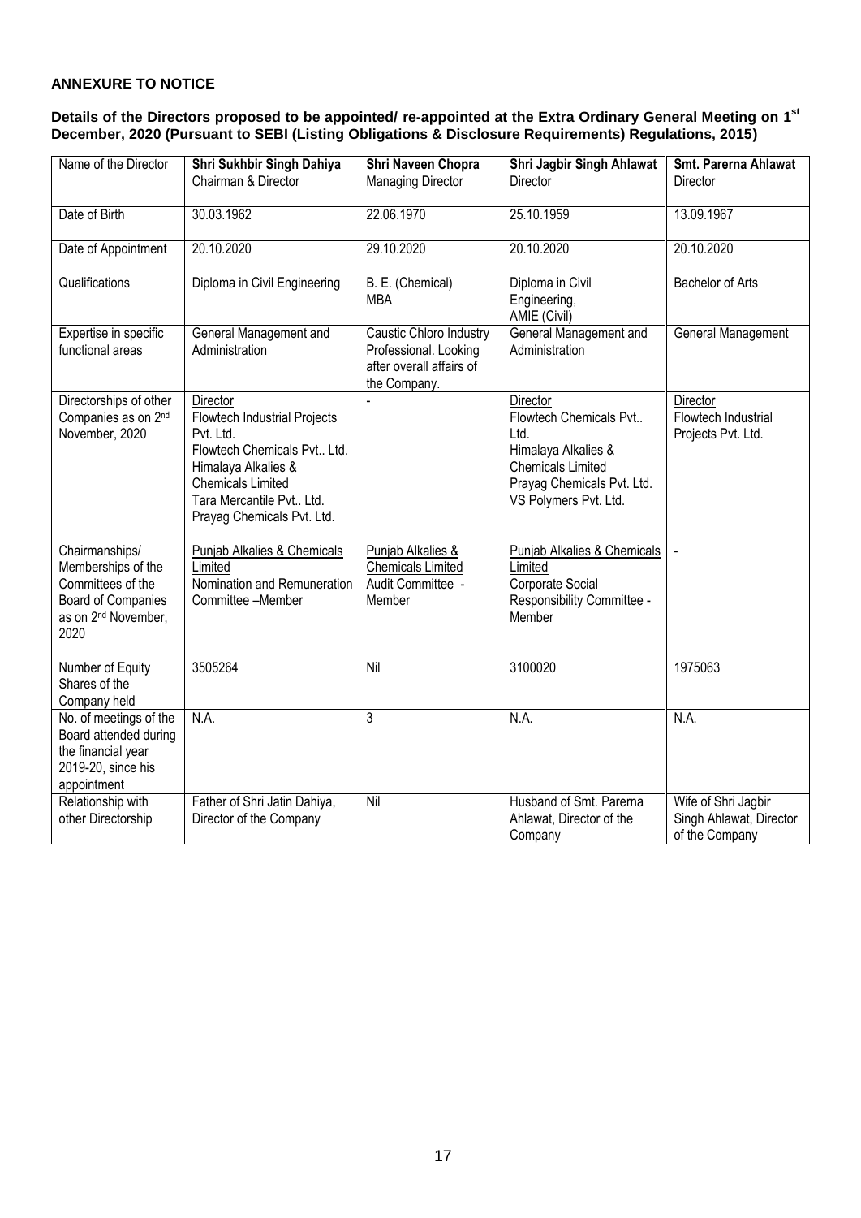**ANNEXURE TO NOTICE**

**Details of the Directors proposed to be appointed/ re-appointed at the Extra Ordinary General Meeting on 1st December, 2020 (Pursuant to SEBI (Listing Obligations & Disclosure Requirements) Regulations, 2015)**

| Name of the Director | **Shri Sukhbir Singh Dahiya**<br>Chairman & Director | **Shri Naveen Chopra**<br>Managing Director | **Shri Jagbir Singh Ahlawat**<br>Director | **Smt. Parerna Ahlawat**<br>Director |
|---|---|---|---|---|
| Date of Birth | 30.03.1962 | 22.06.1970 | 25.10.1959 | 13.09.1967 |
| Date of Appointment | 20.10.2020 | 29.10.2020 | 20.10.2020 | 20.10.2020 |
| Qualifications | Diploma in Civil Engineering | B. E. (Chemical)<br>MBA | Diploma in Civil Engineering,<br>AMIE (Civil) | Bachelor of Arts |
| Expertise in specific functional areas | General Management and Administration | Caustic Chloro Industry Professional. Looking after overall affairs of the Company. | General Management and Administration | General Management |
| Directorships of other Companies as on 2nd November, 2020 | Director<br>Flowtech Industrial Projects Pvt. Ltd.<br>Flowtech Chemicals Pvt.. Ltd.<br>Himalaya Alkalies & Chemicals Limited<br>Tara Mercantile Pvt.. Ltd.<br>Prayag Chemicals Pvt. Ltd. | - | Director<br>Flowtech Chemicals Pvt.. Ltd.<br>Himalaya Alkalies & Chemicals Limited<br>Prayag Chemicals Pvt. Ltd.<br>VS Polymers Pvt. Ltd. | Director<br>Flowtech Industrial Projects Pvt. Ltd. |
| Chairmanships/ Memberships of the Committees of the Board of Companies as on 2nd November, 2020 | Punjab Alkalies & Chemicals Limited<br>Nomination and Remuneration Committee –Member | Punjab Alkalies & Chemicals Limited<br>Audit Committee - Member | Punjab Alkalies & Chemicals Limited<br>Corporate Social Responsibility Committee - Member | - |
| Number of Equity Shares of the Company held | 3505264 | Nil | 3100020 | 1975063 |
| No. of meetings of the Board attended during the financial year 2019-20, since his appointment | N.A. | 3 | N.A. | N.A. |
| Relationship with other Directorship | Father of Shri Jatin Dahiya, Director of the Company | Nil | Husband of Smt. Parerna Ahlawat, Director of the Company | Wife of Shri Jagbir Singh Ahlawat, Director of the Company |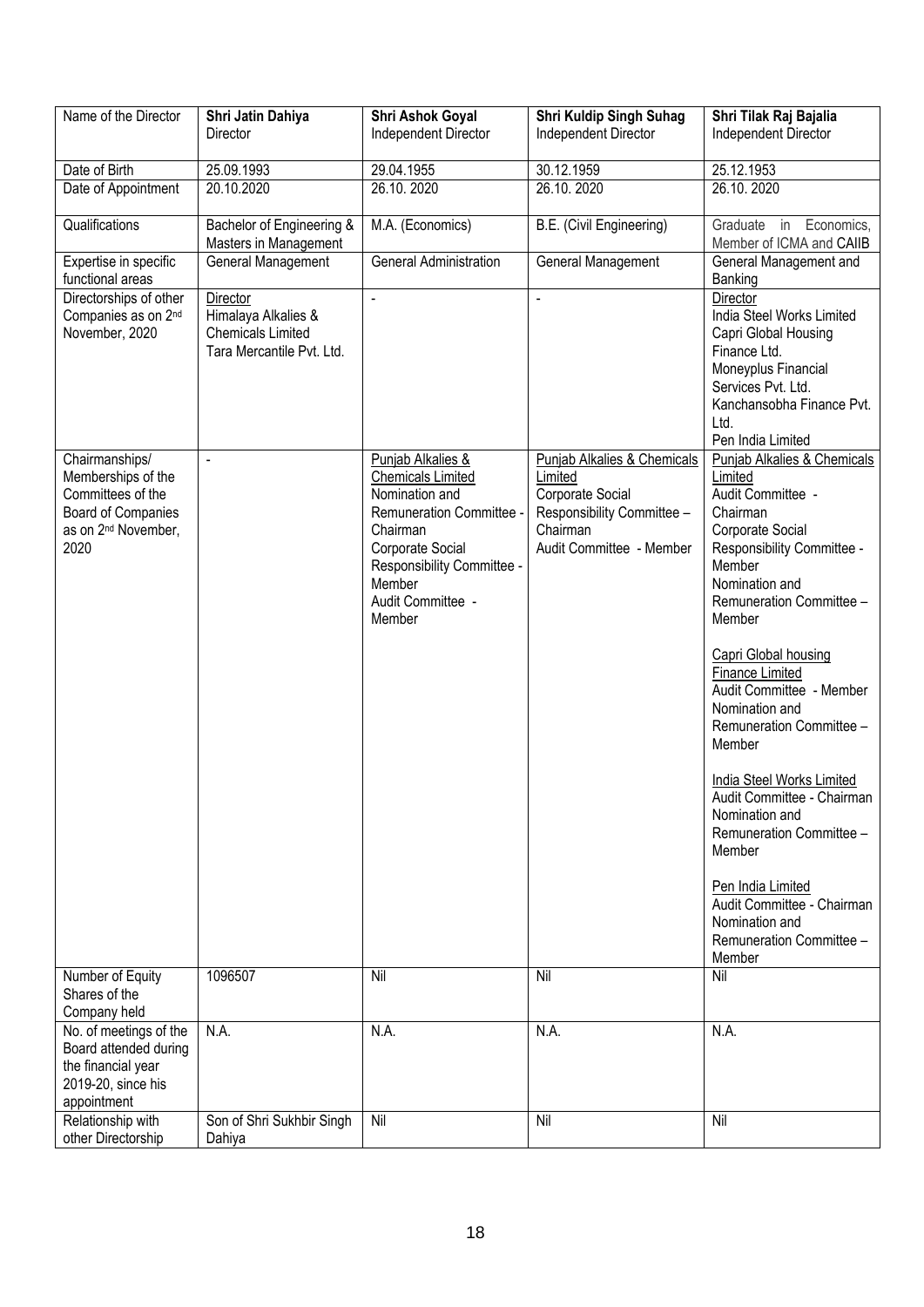| Name of the Director | **Shri Jatin Dahiya** Director | **Shri Ashok Goyal** Independent Director | **Shri Kuldip Singh Suhag** Independent Director | **Shri Tilak Raj Bajalia** Independent Director |
|---|---|---|---|---|
| Date of Birth | 25.09.1993 | 29.04.1955 | 30.12.1959 | 25.12.1953 |
| Date of Appointment | 20.10.2020 | 26.10. 2020 | 26.10. 2020 | 26.10. 2020 |
| Qualifications | Bachelor of Engineering & Masters in Management | M.A. (Economics) | B.E. (Civil Engineering) | Graduate in Economics, Member of ICMA and CAIIB |
| Expertise in specific functional areas | General Management | General Administration | General Management | General Management and Banking |
| Directorships of other Companies as on 2nd November, 2020 | Director<br>Himalaya Alkalies & Chemicals Limited<br>Tara Mercantile Pvt. Ltd. | - | - | Director<br>India Steel Works Limited<br>Capri Global Housing Finance Ltd.<br>Moneyplus Financial Services Pvt. Ltd.<br>Kanchansobha Finance Pvt. Ltd.<br>Pen India Limited |
| Chairmanships/ Memberships of the Committees of the Board of Companies as on 2nd November, 2020 | - | Punjab Alkalies & Chemicals Limited<br>Nomination and Remuneration Committee - Chairman<br>Corporate Social Responsibility Committee - Member<br>Audit Committee - Member | Punjab Alkalies & Chemicals Limited<br>Corporate Social Responsibility Committee – Chairman<br>Audit Committee - Member | Punjab Alkalies & Chemicals Limited<br>Audit Committee - Chairman<br>Corporate Social Responsibility Committee - Member<br>Nomination and Remuneration Committee – Member<br><br>Capri Global housing Finance Limited<br>Audit Committee - Member<br>Nomination and Remuneration Committee – Member<br><br>India Steel Works Limited<br>Audit Committee - Chairman<br>Nomination and Remuneration Committee – Member<br><br>Pen India Limited<br>Audit Committee - Chairman<br>Nomination and Remuneration Committee – Member |
| Number of Equity Shares of the Company held | 1096507 | Nil | Nil | Nil |
| No. of meetings of the Board attended during the financial year 2019-20, since his appointment | N.A. | N.A. | N.A. | N.A. |
| Relationship with other Directorship | Son of Shri Sukhbir Singh Dahiya | Nil | Nil | Nil |